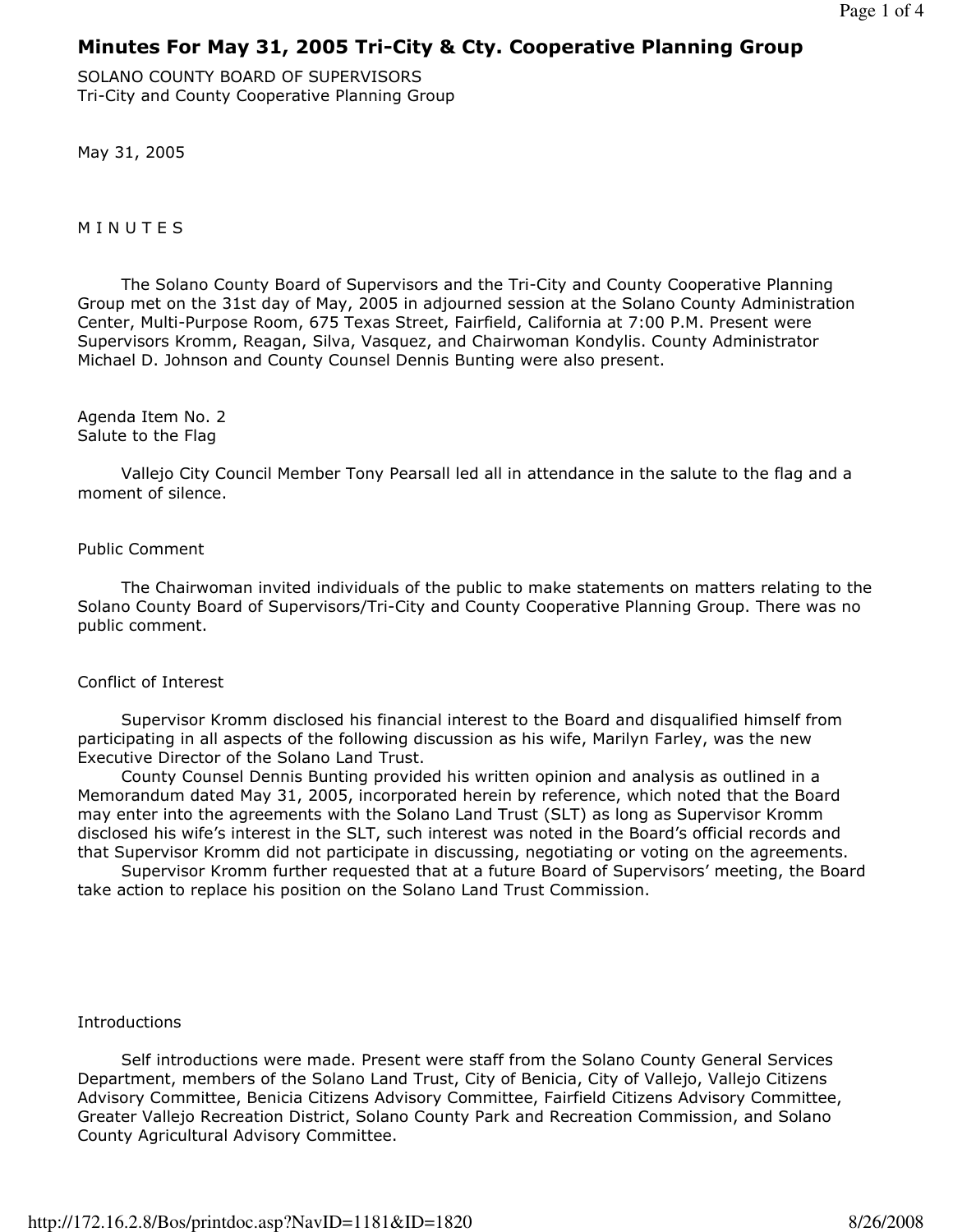# Minutes For May 31, 2005 Tri-City & Cty. Cooperative Planning Group

SOLANO COUNTY BOARD OF SUPERVISORS
Tri-City and County Cooperative Planning Group

May 31, 2005

M I N U T E S

The Solano County Board of Supervisors and the Tri-City and County Cooperative Planning Group met on the 31st day of May, 2005 in adjourned session at the Solano County Administration Center, Multi-Purpose Room, 675 Texas Street, Fairfield, California at 7:00 P.M. Present were Supervisors Kromm, Reagan, Silva, Vasquez, and Chairwoman Kondylis. County Administrator Michael D. Johnson and County Counsel Dennis Bunting were also present.

Agenda Item No. 2
Salute to the Flag

Vallejo City Council Member Tony Pearsall led all in attendance in the salute to the flag and a moment of silence.

Public Comment

The Chairwoman invited individuals of the public to make statements on matters relating to the Solano County Board of Supervisors/Tri-City and County Cooperative Planning Group. There was no public comment.

Conflict of Interest

Supervisor Kromm disclosed his financial interest to the Board and disqualified himself from participating in all aspects of the following discussion as his wife, Marilyn Farley, was the new Executive Director of the Solano Land Trust.

County Counsel Dennis Bunting provided his written opinion and analysis as outlined in a Memorandum dated May 31, 2005, incorporated herein by reference, which noted that the Board may enter into the agreements with the Solano Land Trust (SLT) as long as Supervisor Kromm disclosed his wife's interest in the SLT, such interest was noted in the Board's official records and that Supervisor Kromm did not participate in discussing, negotiating or voting on the agreements.

Supervisor Kromm further requested that at a future Board of Supervisors' meeting, the Board take action to replace his position on the Solano Land Trust Commission.

Introductions

Self introductions were made. Present were staff from the Solano County General Services Department, members of the Solano Land Trust, City of Benicia, City of Vallejo, Vallejo Citizens Advisory Committee, Benicia Citizens Advisory Committee, Fairfield Citizens Advisory Committee, Greater Vallejo Recreation District, Solano County Park and Recreation Commission, and Solano County Agricultural Advisory Committee.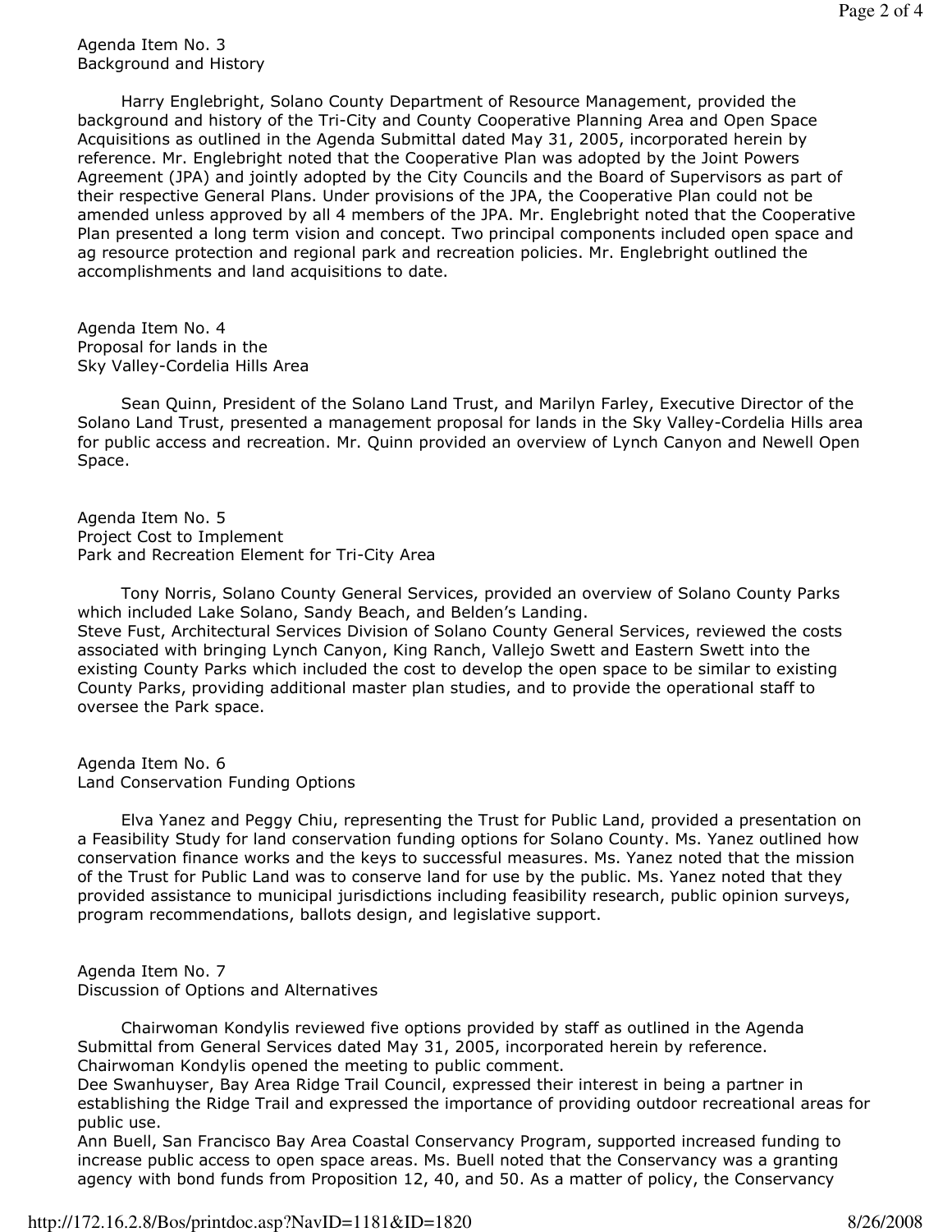Agenda Item No. 3
Background and History

Harry Englebright, Solano County Department of Resource Management, provided the background and history of the Tri-City and County Cooperative Planning Area and Open Space Acquisitions as outlined in the Agenda Submittal dated May 31, 2005, incorporated herein by reference. Mr. Englebright noted that the Cooperative Plan was adopted by the Joint Powers Agreement (JPA) and jointly adopted by the City Councils and the Board of Supervisors as part of their respective General Plans. Under provisions of the JPA, the Cooperative Plan could not be amended unless approved by all 4 members of the JPA. Mr. Englebright noted that the Cooperative Plan presented a long term vision and concept. Two principal components included open space and ag resource protection and regional park and recreation policies. Mr. Englebright outlined the accomplishments and land acquisitions to date.

Agenda Item No. 4
Proposal for lands in the
Sky Valley-Cordelia Hills Area

Sean Quinn, President of the Solano Land Trust, and Marilyn Farley, Executive Director of the Solano Land Trust, presented a management proposal for lands in the Sky Valley-Cordelia Hills area for public access and recreation. Mr. Quinn provided an overview of Lynch Canyon and Newell Open Space.

Agenda Item No. 5
Project Cost to Implement
Park and Recreation Element for Tri-City Area

Tony Norris, Solano County General Services, provided an overview of Solano County Parks which included Lake Solano, Sandy Beach, and Belden's Landing.
Steve Fust, Architectural Services Division of Solano County General Services, reviewed the costs associated with bringing Lynch Canyon, King Ranch, Vallejo Swett and Eastern Swett into the existing County Parks which included the cost to develop the open space to be similar to existing County Parks, providing additional master plan studies, and to provide the operational staff to oversee the Park space.

Agenda Item No. 6
Land Conservation Funding Options

Elva Yanez and Peggy Chiu, representing the Trust for Public Land, provided a presentation on a Feasibility Study for land conservation funding options for Solano County. Ms. Yanez outlined how conservation finance works and the keys to successful measures. Ms. Yanez noted that the mission of the Trust for Public Land was to conserve land for use by the public. Ms. Yanez noted that they provided assistance to municipal jurisdictions including feasibility research, public opinion surveys, program recommendations, ballots design, and legislative support.

Agenda Item No. 7
Discussion of Options and Alternatives

Chairwoman Kondylis reviewed five options provided by staff as outlined in the Agenda Submittal from General Services dated May 31, 2005, incorporated herein by reference.
Chairwoman Kondylis opened the meeting to public comment.
Dee Swanhuyser, Bay Area Ridge Trail Council, expressed their interest in being a partner in establishing the Ridge Trail and expressed the importance of providing outdoor recreational areas for public use.
Ann Buell, San Francisco Bay Area Coastal Conservancy Program, supported increased funding to increase public access to open space areas. Ms. Buell noted that the Conservancy was a granting agency with bond funds from Proposition 12, 40, and 50. As a matter of policy, the Conservancy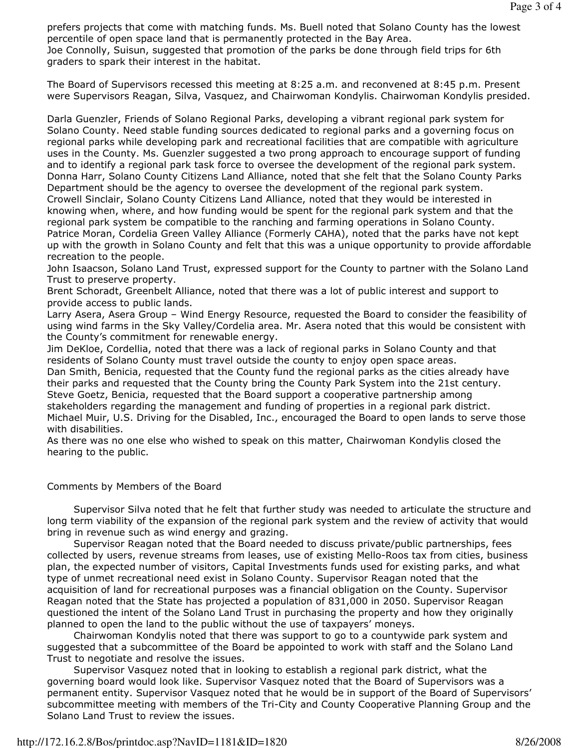prefers projects that come with matching funds. Ms. Buell noted that Solano County has the lowest percentile of open space land that is permanently protected in the Bay Area.
Joe Connolly, Suisun, suggested that promotion of the parks be done through field trips for 6th graders to spark their interest in the habitat.

The Board of Supervisors recessed this meeting at 8:25 a.m. and reconvened at 8:45 p.m. Present were Supervisors Reagan, Silva, Vasquez, and Chairwoman Kondylis. Chairwoman Kondylis presided.

Darla Guenzler, Friends of Solano Regional Parks, developing a vibrant regional park system for Solano County. Need stable funding sources dedicated to regional parks and a governing focus on regional parks while developing park and recreational facilities that are compatible with agriculture uses in the County. Ms. Guenzler suggested a two prong approach to encourage support of funding and to identify a regional park task force to oversee the development of the regional park system.
Donna Harr, Solano County Citizens Land Alliance, noted that she felt that the Solano County Parks Department should be the agency to oversee the development of the regional park system.
Crowell Sinclair, Solano County Citizens Land Alliance, noted that they would be interested in knowing when, where, and how funding would be spent for the regional park system and that the regional park system be compatible to the ranching and farming operations in Solano County.
Patrice Moran, Cordelia Green Valley Alliance (Formerly CAHA), noted that the parks have not kept up with the growth in Solano County and felt that this was a unique opportunity to provide affordable recreation to the people.
John Isaacson, Solano Land Trust, expressed support for the County to partner with the Solano Land Trust to preserve property.
Brent Schoradt, Greenbelt Alliance, noted that there was a lot of public interest and support to provide access to public lands.
Larry Asera, Asera Group – Wind Energy Resource, requested the Board to consider the feasibility of using wind farms in the Sky Valley/Cordelia area. Mr. Asera noted that this would be consistent with the County's commitment for renewable energy.
Jim DeKloe, Cordellia, noted that there was a lack of regional parks in Solano County and that residents of Solano County must travel outside the county to enjoy open space areas.
Dan Smith, Benicia, requested that the County fund the regional parks as the cities already have their parks and requested that the County bring the County Park System into the 21st century.
Steve Goetz, Benicia, requested that the Board support a cooperative partnership among stakeholders regarding the management and funding of properties in a regional park district.
Michael Muir, U.S. Driving for the Disabled, Inc., encouraged the Board to open lands to serve those with disabilities.
As there was no one else who wished to speak on this matter, Chairwoman Kondylis closed the hearing to the public.

Comments by Members of the Board

Supervisor Silva noted that he felt that further study was needed to articulate the structure and long term viability of the expansion of the regional park system and the review of activity that would bring in revenue such as wind energy and grazing.

Supervisor Reagan noted that the Board needed to discuss private/public partnerships, fees collected by users, revenue streams from leases, use of existing Mello-Roos tax from cities, business plan, the expected number of visitors, Capital Investments funds used for existing parks, and what type of unmet recreational need exist in Solano County. Supervisor Reagan noted that the acquisition of land for recreational purposes was a financial obligation on the County. Supervisor Reagan noted that the State has projected a population of 831,000 in 2050. Supervisor Reagan questioned the intent of the Solano Land Trust in purchasing the property and how they originally planned to open the land to the public without the use of taxpayers' moneys.

Chairwoman Kondylis noted that there was support to go to a countywide park system and suggested that a subcommittee of the Board be appointed to work with staff and the Solano Land Trust to negotiate and resolve the issues.

Supervisor Vasquez noted that in looking to establish a regional park district, what the governing board would look like. Supervisor Vasquez noted that the Board of Supervisors was a permanent entity. Supervisor Vasquez noted that he would be in support of the Board of Supervisors' subcommittee meeting with members of the Tri-City and County Cooperative Planning Group and the Solano Land Trust to review the issues.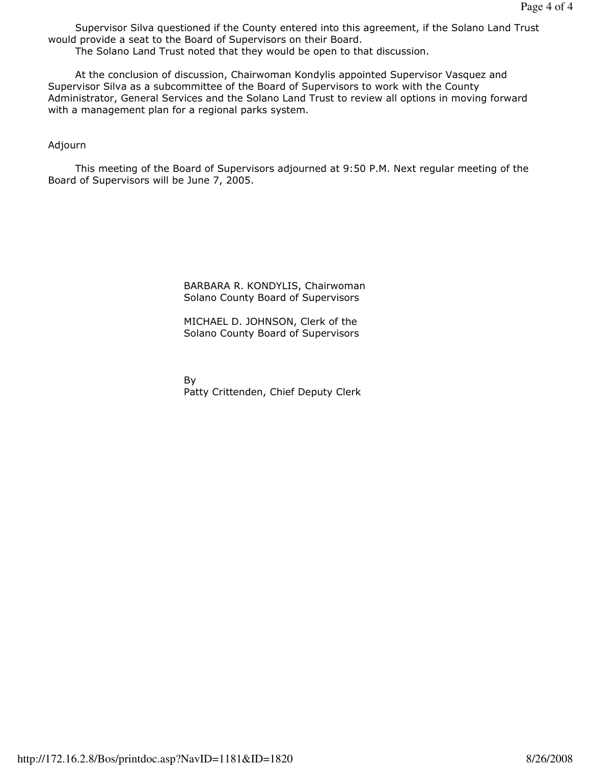Supervisor Silva questioned if the County entered into this agreement, if the Solano Land Trust would provide a seat to the Board of Supervisors on their Board.

The Solano Land Trust noted that they would be open to that discussion.

At the conclusion of discussion, Chairwoman Kondylis appointed Supervisor Vasquez and Supervisor Silva as a subcommittee of the Board of Supervisors to work with the County Administrator, General Services and the Solano Land Trust to review all options in moving forward with a management plan for a regional parks system.

Adjourn

This meeting of the Board of Supervisors adjourned at 9:50 P.M. Next regular meeting of the Board of Supervisors will be June 7, 2005.

BARBARA R. KONDYLIS, Chairwoman
Solano County Board of Supervisors

MICHAEL D. JOHNSON, Clerk of the
Solano County Board of Supervisors

By
Patty Crittenden, Chief Deputy Clerk